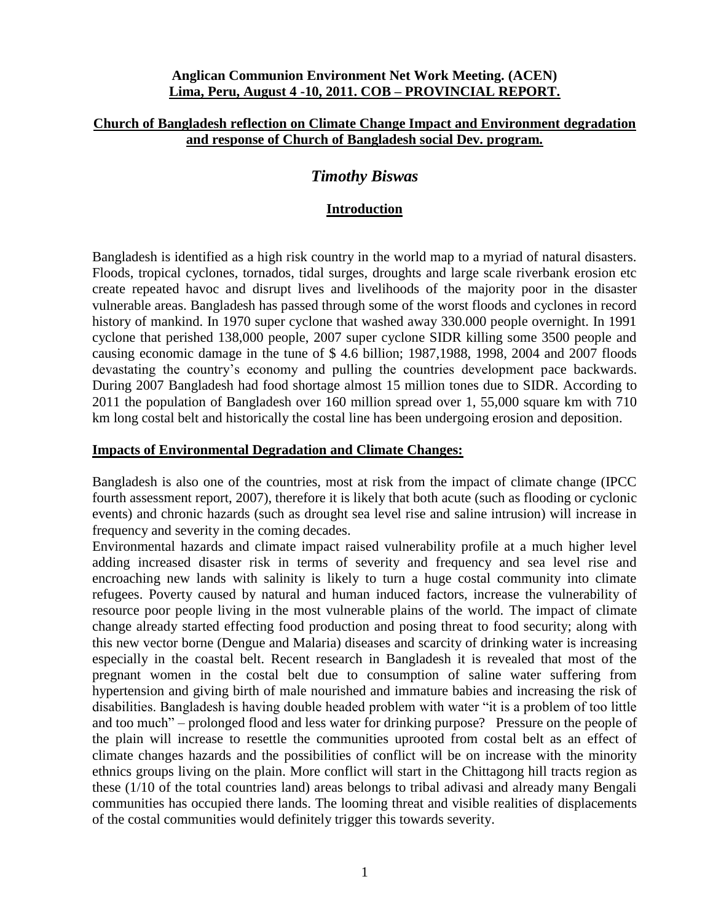**Anglican Communion Environment Net Work Meeting. (ACEN)**
**Lima, Peru, August 4 -10, 2011. COB – PROVINCIAL REPORT.**

**Church of Bangladesh reflection on Climate Change Impact and Environment degradation and response of Church of Bangladesh social Dev. program.**

# *Timothy Biswas*

## Introduction

Bangladesh is identified as a high risk country in the world map to a myriad of natural disasters. Floods, tropical cyclones, tornados, tidal surges, droughts and large scale riverbank erosion etc create repeated havoc and disrupt lives and livelihoods of the majority poor in the disaster vulnerable areas. Bangladesh has passed through some of the worst floods and cyclones in record history of mankind. In 1970 super cyclone that washed away 330.000 people overnight. In 1991 cyclone that perished 138,000 people, 2007 super cyclone SIDR killing some 3500 people and causing economic damage in the tune of $ 4.6 billion; 1987,1988, 1998, 2004 and 2007 floods devastating the country's economy and pulling the countries development pace backwards. During 2007 Bangladesh had food shortage almost 15 million tones due to SIDR. According to 2011 the population of Bangladesh over 160 million spread over 1, 55,000 square km with 710 km long costal belt and historically the costal line has been undergoing erosion and deposition.

## Impacts of Environmental Degradation and Climate Changes:

Bangladesh is also one of the countries, most at risk from the impact of climate change (IPCC fourth assessment report, 2007), therefore it is likely that both acute (such as flooding or cyclonic events) and chronic hazards (such as drought sea level rise and saline intrusion) will increase in frequency and severity in the coming decades.

Environmental hazards and climate impact raised vulnerability profile at a much higher level adding increased disaster risk in terms of severity and frequency and sea level rise and encroaching new lands with salinity is likely to turn a huge costal community into climate refugees. Poverty caused by natural and human induced factors, increase the vulnerability of resource poor people living in the most vulnerable plains of the world. The impact of climate change already started effecting food production and posing threat to food security; along with this new vector borne (Dengue and Malaria) diseases and scarcity of drinking water is increasing especially in the coastal belt. Recent research in Bangladesh it is revealed that most of the pregnant women in the costal belt due to consumption of saline water suffering from hypertension and giving birth of male nourished and immature babies and increasing the risk of disabilities. Bangladesh is having double headed problem with water "it is a problem of too little and too much" – prolonged flood and less water for drinking purpose? Pressure on the people of the plain will increase to resettle the communities uprooted from costal belt as an effect of climate changes hazards and the possibilities of conflict will be on increase with the minority ethnics groups living on the plain. More conflict will start in the Chittagong hill tracts region as these (1/10 of the total countries land) areas belongs to tribal adivasi and already many Bengali communities has occupied there lands. The looming threat and visible realities of displacements of the costal communities would definitely trigger this towards severity.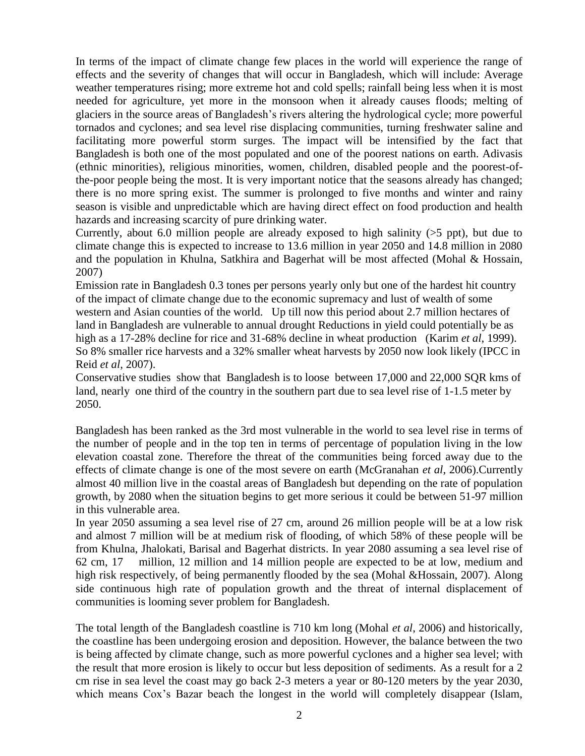In terms of the impact of climate change few places in the world will experience the range of effects and the severity of changes that will occur in Bangladesh, which will include: Average weather temperatures rising; more extreme hot and cold spells; rainfall being less when it is most needed for agriculture, yet more in the monsoon when it already causes floods; melting of glaciers in the source areas of Bangladesh's rivers altering the hydrological cycle; more powerful tornados and cyclones; and sea level rise displacing communities, turning freshwater saline and facilitating more powerful storm surges. The impact will be intensified by the fact that Bangladesh is both one of the most populated and one of the poorest nations on earth. Adivasis (ethnic minorities), religious minorities, women, children, disabled people and the poorest-of-the-poor people being the most. It is very important notice that the seasons already has changed; there is no more spring exist. The summer is prolonged to five months and winter and rainy season is visible and unpredictable which are having direct effect on food production and health hazards and increasing scarcity of pure drinking water.

Currently, about 6.0 million people are already exposed to high salinity (>5 ppt), but due to climate change this is expected to increase to 13.6 million in year 2050 and 14.8 million in 2080 and the population in Khulna, Satkhira and Bagerhat will be most affected (Mohal & Hossain, 2007)

Emission rate in Bangladesh 0.3 tones per persons yearly only but one of the hardest hit country of the impact of climate change due to the economic supremacy and lust of wealth of some western and Asian counties of the world. Up till now this period about 2.7 million hectares of land in Bangladesh are vulnerable to annual drought Reductions in yield could potentially be as high as a 17-28% decline for rice and 31-68% decline in wheat production (Karim *et al*, 1999). So 8% smaller rice harvests and a 32% smaller wheat harvests by 2050 now look likely (IPCC in Reid *et al*, 2007).

Conservative studies show that Bangladesh is to loose between 17,000 and 22,000 SQR kms of land, nearly one third of the country in the southern part due to sea level rise of 1-1.5 meter by 2050.

Bangladesh has been ranked as the 3rd most vulnerable in the world to sea level rise in terms of the number of people and in the top ten in terms of percentage of population living in the low elevation coastal zone. Therefore the threat of the communities being forced away due to the effects of climate change is one of the most severe on earth (McGranahan *et al*, 2006).Currently almost 40 million live in the coastal areas of Bangladesh but depending on the rate of population growth, by 2080 when the situation begins to get more serious it could be between 51-97 million in this vulnerable area.

In year 2050 assuming a sea level rise of 27 cm, around 26 million people will be at a low risk and almost 7 million will be at medium risk of flooding, of which 58% of these people will be from Khulna, Jhalokati, Barisal and Bagerhat districts. In year 2080 assuming a sea level rise of 62 cm, 17 million, 12 million and 14 million people are expected to be at low, medium and high risk respectively, of being permanently flooded by the sea (Mohal &Hossain, 2007). Along side continuous high rate of population growth and the threat of internal displacement of communities is looming sever problem for Bangladesh.

The total length of the Bangladesh coastline is 710 km long (Mohal *et al*, 2006) and historically, the coastline has been undergoing erosion and deposition. However, the balance between the two is being affected by climate change, such as more powerful cyclones and a higher sea level; with the result that more erosion is likely to occur but less deposition of sediments. As a result for a 2 cm rise in sea level the coast may go back 2-3 meters a year or 80-120 meters by the year 2030, which means Cox's Bazar beach the longest in the world will completely disappear (Islam,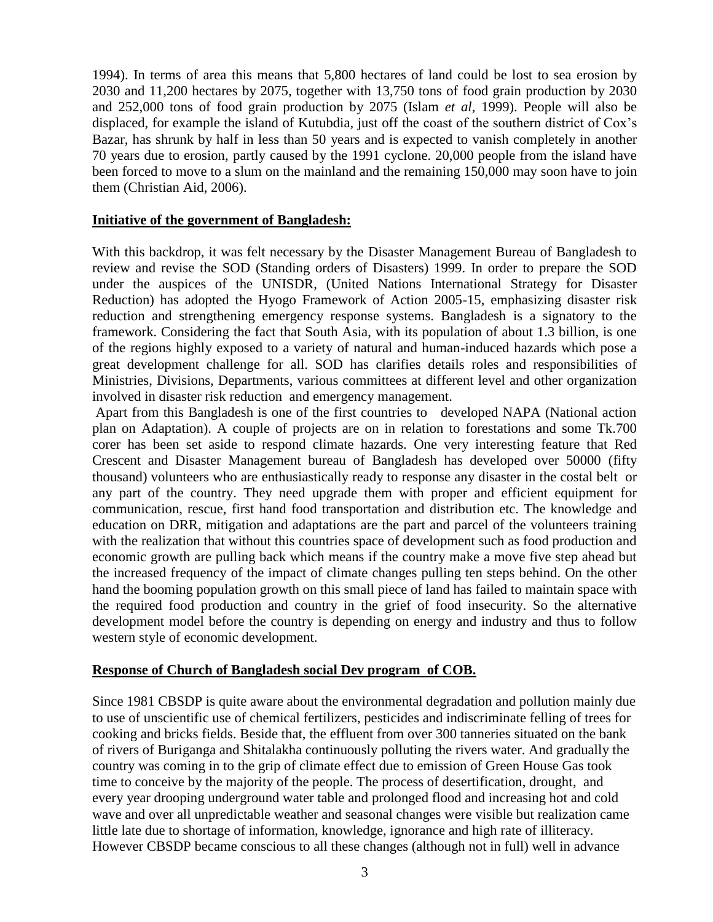1994). In terms of area this means that 5,800 hectares of land could be lost to sea erosion by 2030 and 11,200 hectares by 2075, together with 13,750 tons of food grain production by 2030 and 252,000 tons of food grain production by 2075 (Islam *et al*, 1999). People will also be displaced, for example the island of Kutubdia, just off the coast of the southern district of Cox's Bazar, has shrunk by half in less than 50 years and is expected to vanish completely in another 70 years due to erosion, partly caused by the 1991 cyclone. 20,000 people from the island have been forced to move to a slum on the mainland and the remaining 150,000 may soon have to join them (Christian Aid, 2006).

**Initiative of the government of Bangladesh:**

With this backdrop, it was felt necessary by the Disaster Management Bureau of Bangladesh to review and revise the SOD (Standing orders of Disasters) 1999. In order to prepare the SOD under the auspices of the UNISDR, (United Nations International Strategy for Disaster Reduction) has adopted the Hyogo Framework of Action 2005-15, emphasizing disaster risk reduction and strengthening emergency response systems. Bangladesh is a signatory to the framework. Considering the fact that South Asia, with its population of about 1.3 billion, is one of the regions highly exposed to a variety of natural and human-induced hazards which pose a great development challenge for all. SOD has clarifies details roles and responsibilities of Ministries, Divisions, Departments, various committees at different level and other organization involved in disaster risk reduction and emergency management.

Apart from this Bangladesh is one of the first countries to developed NAPA (National action plan on Adaptation). A couple of projects are on in relation to forestations and some Tk.700 corer has been set aside to respond climate hazards. One very interesting feature that Red Crescent and Disaster Management bureau of Bangladesh has developed over 50000 (fifty thousand) volunteers who are enthusiastically ready to response any disaster in the costal belt or any part of the country. They need upgrade them with proper and efficient equipment for communication, rescue, first hand food transportation and distribution etc. The knowledge and education on DRR, mitigation and adaptations are the part and parcel of the volunteers training with the realization that without this countries space of development such as food production and economic growth are pulling back which means if the country make a move five step ahead but the increased frequency of the impact of climate changes pulling ten steps behind. On the other hand the booming population growth on this small piece of land has failed to maintain space with the required food production and country in the grief of food insecurity. So the alternative development model before the country is depending on energy and industry and thus to follow western style of economic development.

**Response of Church of Bangladesh social Dev program of COB.**

Since 1981 CBSDP is quite aware about the environmental degradation and pollution mainly due to use of unscientific use of chemical fertilizers, pesticides and indiscriminate felling of trees for cooking and bricks fields. Beside that, the effluent from over 300 tanneries situated on the bank of rivers of Buriganga and Shitalakha continuously polluting the rivers water. And gradually the country was coming in to the grip of climate effect due to emission of Green House Gas took time to conceive by the majority of the people. The process of desertification, drought, and every year drooping underground water table and prolonged flood and increasing hot and cold wave and over all unpredictable weather and seasonal changes were visible but realization came little late due to shortage of information, knowledge, ignorance and high rate of illiteracy. However CBSDP became conscious to all these changes (although not in full) well in advance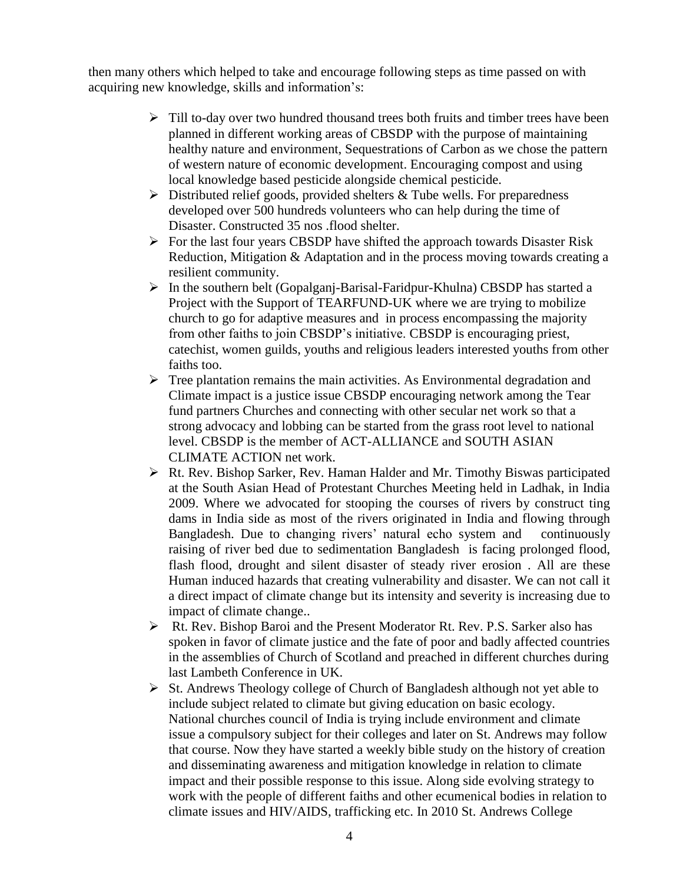then many others which helped to take and encourage following steps as time passed on with acquiring new knowledge, skills and information's:

- Till to-day over two hundred thousand trees both fruits and timber trees have been planned in different working areas of CBSDP with the purpose of maintaining healthy nature and environment, Sequestrations of Carbon as we chose the pattern of western nature of economic development. Encouraging compost and using local knowledge based pesticide alongside chemical pesticide.
- Distributed relief goods, provided shelters & Tube wells. For preparedness developed over 500 hundreds volunteers who can help during the time of Disaster. Constructed 35 nos .flood shelter.
- For the last four years CBSDP have shifted the approach towards Disaster Risk Reduction, Mitigation & Adaptation and in the process moving towards creating a resilient community.
- In the southern belt (Gopalganj-Barisal-Faridpur-Khulna) CBSDP has started a Project with the Support of TEARFUND-UK where we are trying to mobilize church to go for adaptive measures and in process encompassing the majority from other faiths to join CBSDP's initiative. CBSDP is encouraging priest, catechist, women guilds, youths and religious leaders interested youths from other faiths too.
- Tree plantation remains the main activities. As Environmental degradation and Climate impact is a justice issue CBSDP encouraging network among the Tear fund partners Churches and connecting with other secular net work so that a strong advocacy and lobbing can be started from the grass root level to national level. CBSDP is the member of ACT-ALLIANCE and SOUTH ASIAN CLIMATE ACTION net work.
- Rt. Rev. Bishop Sarker, Rev. Haman Halder and Mr. Timothy Biswas participated at the South Asian Head of Protestant Churches Meeting held in Ladhak, in India 2009. Where we advocated for stooping the courses of rivers by construct ting dams in India side as most of the rivers originated in India and flowing through Bangladesh. Due to changing rivers' natural echo system and continuously raising of river bed due to sedimentation Bangladesh is facing prolonged flood, flash flood, drought and silent disaster of steady river erosion . All are these Human induced hazards that creating vulnerability and disaster. We can not call it a direct impact of climate change but its intensity and severity is increasing due to impact of climate change..
- Rt. Rev. Bishop Baroi and the Present Moderator Rt. Rev. P.S. Sarker also has spoken in favor of climate justice and the fate of poor and badly affected countries in the assemblies of Church of Scotland and preached in different churches during last Lambeth Conference in UK.
- St. Andrews Theology college of Church of Bangladesh although not yet able to include subject related to climate but giving education on basic ecology. National churches council of India is trying include environment and climate issue a compulsory subject for their colleges and later on St. Andrews may follow that course. Now they have started a weekly bible study on the history of creation and disseminating awareness and mitigation knowledge in relation to climate impact and their possible response to this issue. Along side evolving strategy to work with the people of different faiths and other ecumenical bodies in relation to climate issues and HIV/AIDS, trafficking etc. In 2010 St. Andrews College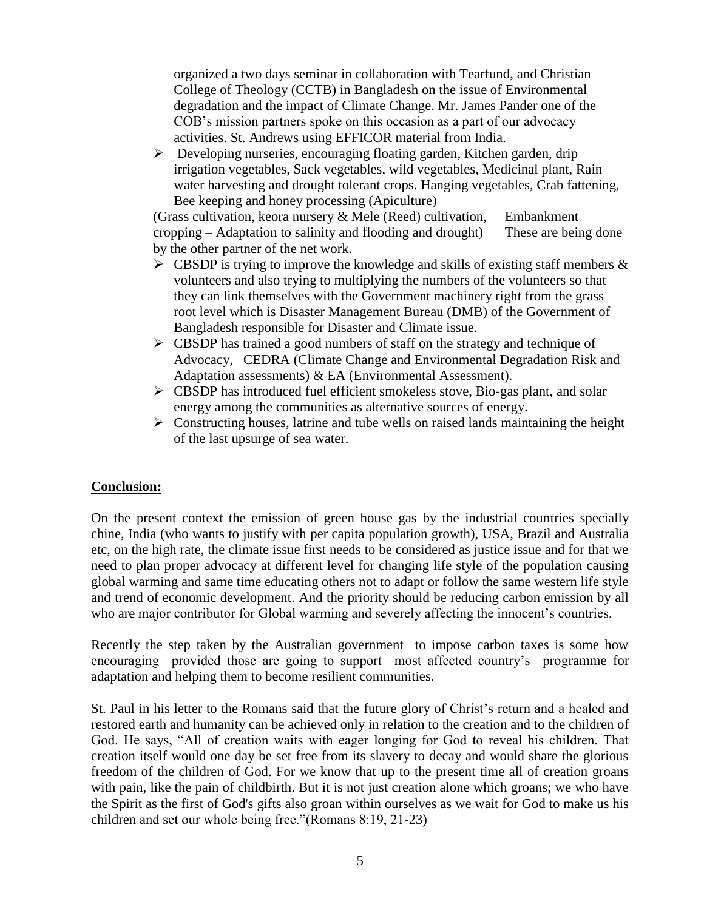organized a two days seminar in collaboration with Tearfund, and Christian College of Theology (CCTB) in Bangladesh on the issue of Environmental degradation and the impact of Climate Change. Mr. James Pander one of the COB's mission partners spoke on this occasion as a part of our advocacy activities. St. Andrews using EFFICOR material from India.

- Developing nurseries, encouraging floating garden, Kitchen garden, drip irrigation vegetables, Sack vegetables, wild vegetables, Medicinal plant, Rain water harvesting and drought tolerant crops. Hanging vegetables, Crab fattening, Bee keeping and honey processing (Apiculture)

  (Grass cultivation, keora nursery & Mele (Reed) cultivation, Embankment cropping – Adaptation to salinity and flooding and drought) These are being done by the other partner of the net work.
- CBSDP is trying to improve the knowledge and skills of existing staff members & volunteers and also trying to multiplying the numbers of the volunteers so that they can link themselves with the Government machinery right from the grass root level which is Disaster Management Bureau (DMB) of the Government of Bangladesh responsible for Disaster and Climate issue.
- CBSDP has trained a good numbers of staff on the strategy and technique of Advocacy, CEDRA (Climate Change and Environmental Degradation Risk and Adaptation assessments) & EA (Environmental Assessment).
- CBSDP has introduced fuel efficient smokeless stove, Bio-gas plant, and solar energy among the communities as alternative sources of energy.
- Constructing houses, latrine and tube wells on raised lands maintaining the height of the last upsurge of sea water.

## Conclusion:

On the present context the emission of green house gas by the industrial countries specially chine, India (who wants to justify with per capita population growth), USA, Brazil and Australia etc, on the high rate, the climate issue first needs to be considered as justice issue and for that we need to plan proper advocacy at different level for changing life style of the population causing global warming and same time educating others not to adapt or follow the same western life style and trend of economic development. And the priority should be reducing carbon emission by all who are major contributor for Global warming and severely affecting the innocent's countries.

Recently the step taken by the Australian government to impose carbon taxes is some how encouraging provided those are going to support most affected country's programme for adaptation and helping them to become resilient communities.

St. Paul in his letter to the Romans said that the future glory of Christ's return and a healed and restored earth and humanity can be achieved only in relation to the creation and to the children of God. He says, "All of creation waits with eager longing for God to reveal his children. That creation itself would one day be set free from its slavery to decay and would share the glorious freedom of the children of God. For we know that up to the present time all of creation groans with pain, like the pain of childbirth. But it is not just creation alone which groans; we who have the Spirit as the first of God's gifts also groan within ourselves as we wait for God to make us his children and set our whole being free."(Romans 8:19, 21-23)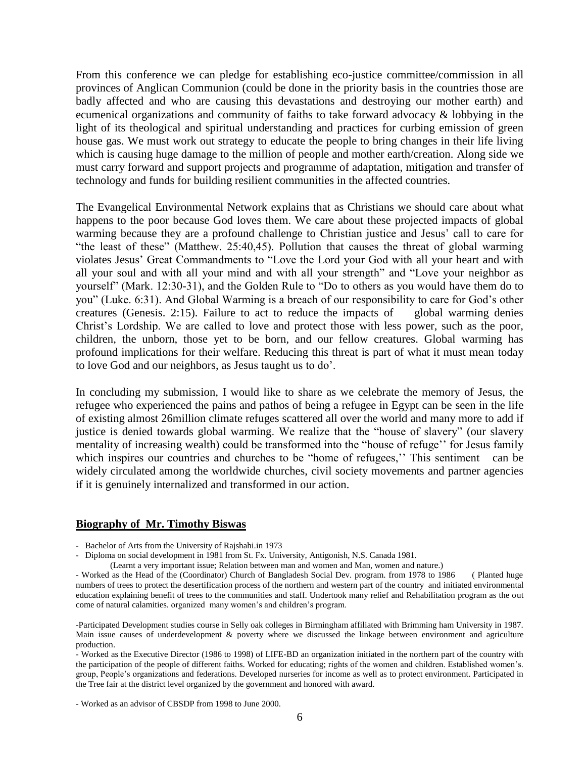From this conference we can pledge for establishing eco-justice committee/commission in all provinces of Anglican Communion (could be done in the priority basis in the countries those are badly affected and who are causing this devastations and destroying our mother earth) and ecumenical organizations and community of faiths to take forward advocacy & lobbying in the light of its theological and spiritual understanding and practices for curbing emission of green house gas. We must work out strategy to educate the people to bring changes in their life living which is causing huge damage to the million of people and mother earth/creation. Along side we must carry forward and support projects and programme of adaptation, mitigation and transfer of technology and funds for building resilient communities in the affected countries.

The Evangelical Environmental Network explains that as Christians we should care about what happens to the poor because God loves them. We care about these projected impacts of global warming because they are a profound challenge to Christian justice and Jesus' call to care for "the least of these" (Matthew. 25:40,45). Pollution that causes the threat of global warming violates Jesus' Great Commandments to "Love the Lord your God with all your heart and with all your soul and with all your mind and with all your strength" and "Love your neighbor as yourself" (Mark. 12:30-31), and the Golden Rule to "Do to others as you would have them do to you" (Luke. 6:31). And Global Warming is a breach of our responsibility to care for God's other creatures (Genesis. 2:15). Failure to act to reduce the impacts of global warming denies Christ's Lordship. We are called to love and protect those with less power, such as the poor, children, the unborn, those yet to be born, and our fellow creatures. Global warming has profound implications for their welfare. Reducing this threat is part of what it must mean today to love God and our neighbors, as Jesus taught us to do'.

In concluding my submission, I would like to share as we celebrate the memory of Jesus, the refugee who experienced the pains and pathos of being a refugee in Egypt can be seen in the life of existing almost 26million climate refuges scattered all over the world and many more to add if justice is denied towards global warming. We realize that the "house of slavery" (our slavery mentality of increasing wealth) could be transformed into the "house of refuge'' for Jesus family which inspires our countries and churches to be "home of refugees,'' This sentiment can be widely circulated among the worldwide churches, civil society movements and partner agencies if it is genuinely internalized and transformed in our action.

## **Biography of Mr. Timothy Biswas**

- Bachelor of Arts from the University of Rajshahi.in 1973
- Diploma on social development in 1981 from St. Fx. University, Antigonish, N.S. Canada 1981.
  (Learnt a very important issue; Relation between man and women and Man, women and nature.)
- Worked as the Head of the (Coordinator) Church of Bangladesh Social Dev. program. from 1978 to 1986 ( Planted huge numbers of trees to protect the desertification process of the northern and western part of the country and initiated environmental education explaining benefit of trees to the communities and staff. Undertook many relief and Rehabilitation program as the out come of natural calamities. organized many women's and children's program.

-Participated Development studies course in Selly oak colleges in Birmingham affiliated with Brimming ham University in 1987. Main issue causes of underdevelopment & poverty where we discussed the linkage between environment and agriculture production.

- Worked as the Executive Director (1986 to 1998) of LIFE-BD an organization initiated in the northern part of the country with the participation of the people of different faiths. Worked for educating; rights of the women and children. Established women's. group, People's organizations and federations. Developed nurseries for income as well as to protect environment. Participated in the Tree fair at the district level organized by the government and honored with award.

- Worked as an advisor of CBSDP from 1998 to June 2000.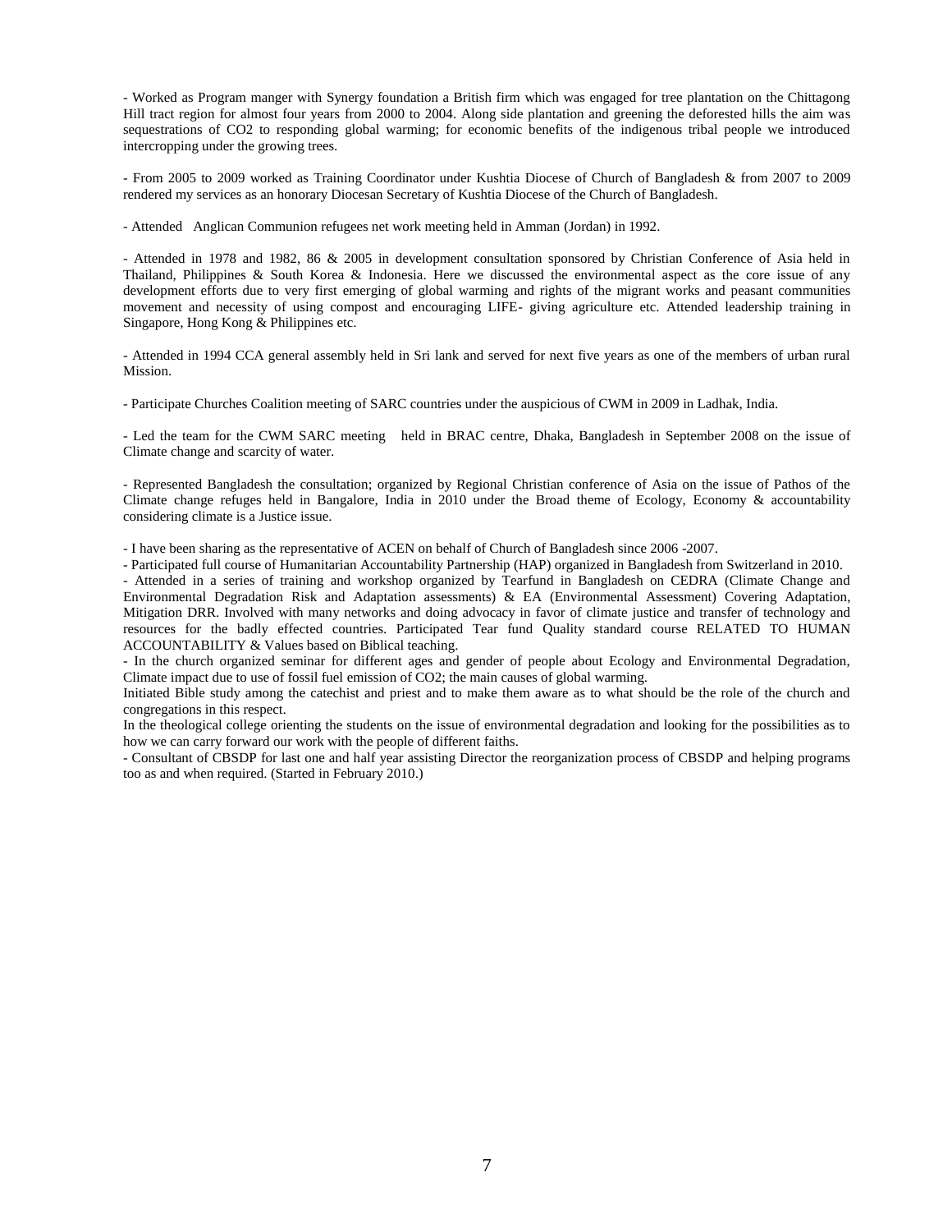- Worked as Program manger with Synergy foundation a British firm which was engaged for tree plantation on the Chittagong Hill tract region for almost four years from 2000 to 2004. Along side plantation and greening the deforested hills the aim was sequestrations of $CO_2$ to responding global warming; for economic benefits of the indigenous tribal people we introduced intercropping under the growing trees.

- From 2005 to 2009 worked as Training Coordinator under Kushtia Diocese of Church of Bangladesh & from 2007 to 2009 rendered my services as an honorary Diocesan Secretary of Kushtia Diocese of the Church of Bangladesh.

- Attended Anglican Communion refugees net work meeting held in Amman (Jordan) in 1992.

- Attended in 1978 and 1982, 86 & 2005 in development consultation sponsored by Christian Conference of Asia held in Thailand, Philippines & South Korea & Indonesia. Here we discussed the environmental aspect as the core issue of any development efforts due to very first emerging of global warming and rights of the migrant works and peasant communities movement and necessity of using compost and encouraging LIFE- giving agriculture etc. Attended leadership training in Singapore, Hong Kong & Philippines etc.

- Attended in 1994 CCA general assembly held in Sri lank and served for next five years as one of the members of urban rural Mission.

- Participate Churches Coalition meeting of SARC countries under the auspicious of CWM in 2009 in Ladhak, India.

- Led the team for the CWM SARC meeting held in BRAC centre, Dhaka, Bangladesh in September 2008 on the issue of Climate change and scarcity of water.

- Represented Bangladesh the consultation; organized by Regional Christian conference of Asia on the issue of Pathos of the Climate change refuges held in Bangalore, India in 2010 under the Broad theme of Ecology, Economy & accountability considering climate is a Justice issue.

- I have been sharing as the representative of ACEN on behalf of Church of Bangladesh since 2006 -2007.
- Participated full course of Humanitarian Accountability Partnership (HAP) organized in Bangladesh from Switzerland in 2010.
- Attended in a series of training and workshop organized by Tearfund in Bangladesh on CEDRA (Climate Change and Environmental Degradation Risk and Adaptation assessments) & EA (Environmental Assessment) Covering Adaptation, Mitigation DRR. Involved with many networks and doing advocacy in favor of climate justice and transfer of technology and resources for the badly effected countries. Participated Tear fund Quality standard course RELATED TO HUMAN ACCOUNTABILITY & Values based on Biblical teaching.
- In the church organized seminar for different ages and gender of people about Ecology and Environmental Degradation, Climate impact due to use of fossil fuel emission of $CO_2$; the main causes of global warming.
Initiated Bible study among the catechist and priest and to make them aware as to what should be the role of the church and congregations in this respect.
In the theological college orienting the students on the issue of environmental degradation and looking for the possibilities as to how we can carry forward our work with the people of different faiths.
- Consultant of CBSDP for last one and half year assisting Director the reorganization process of CBSDP and helping programs too as and when required. (Started in February 2010.)